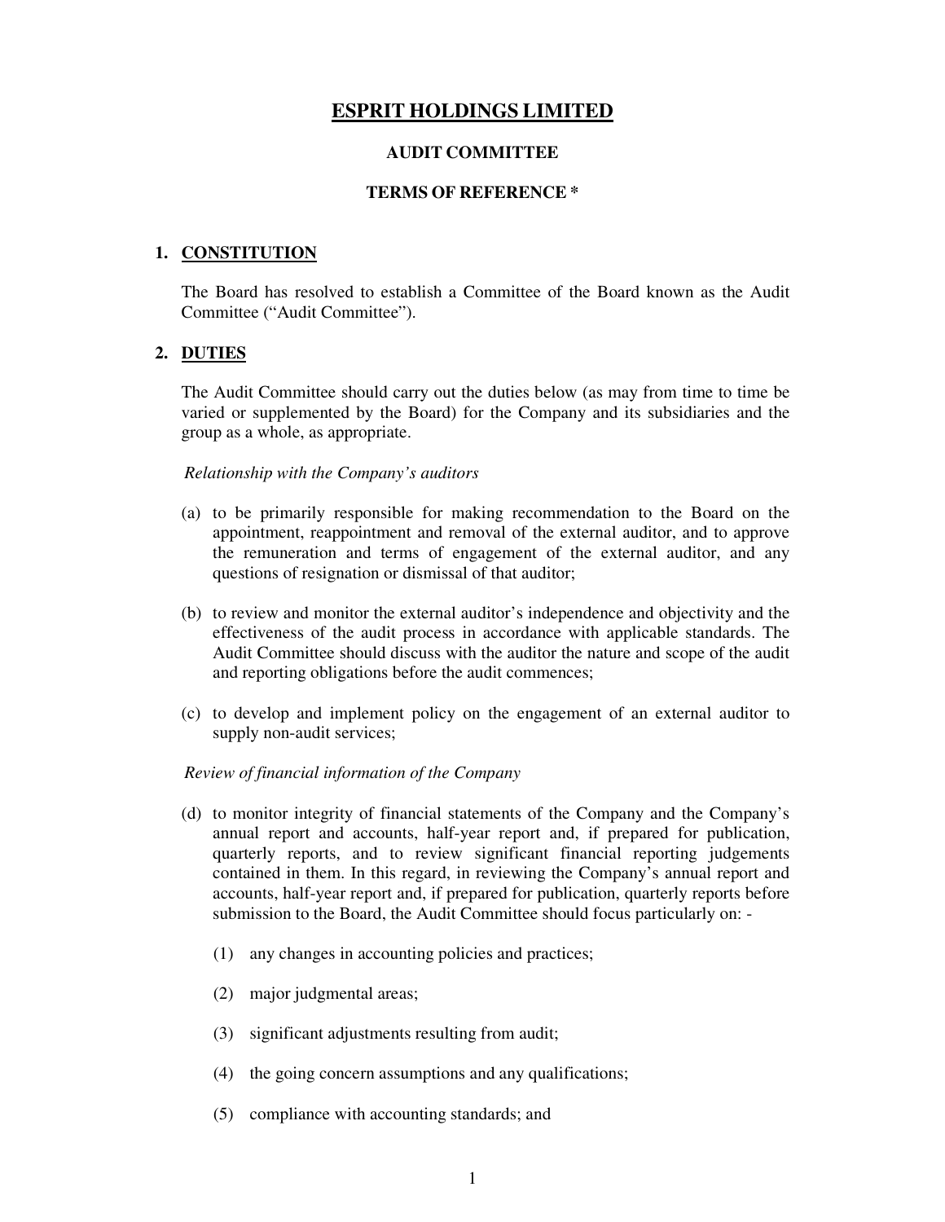# ESPRIT HOLDINGS LIMITED

## AUDIT COMMITTEE

## TERMS OF REFERENCE *

### 1. CONSTITUTION

The Board has resolved to establish a Committee of the Board known as the Audit Committee ("Audit Committee").

### 2. DUTIES

The Audit Committee should carry out the duties below (as may from time to time be varied or supplemented by the Board) for the Company and its subsidiaries and the group as a whole, as appropriate.

*Relationship with the Company's auditors*

(a) to be primarily responsible for making recommendation to the Board on the appointment, reappointment and removal of the external auditor, and to approve the remuneration and terms of engagement of the external auditor, and any questions of resignation or dismissal of that auditor;

(b) to review and monitor the external auditor's independence and objectivity and the effectiveness of the audit process in accordance with applicable standards. The Audit Committee should discuss with the auditor the nature and scope of the audit and reporting obligations before the audit commences;

(c) to develop and implement policy on the engagement of an external auditor to supply non-audit services;

*Review of financial information of the Company*

(d) to monitor integrity of financial statements of the Company and the Company's annual report and accounts, half-year report and, if prepared for publication, quarterly reports, and to review significant financial reporting judgements contained in them. In this regard, in reviewing the Company's annual report and accounts, half-year report and, if prepared for publication, quarterly reports before submission to the Board, the Audit Committee should focus particularly on: -

   (1) any changes in accounting policies and practices;

   (2) major judgmental areas;

   (3) significant adjustments resulting from audit;

   (4) the going concern assumptions and any qualifications;

   (5) compliance with accounting standards; and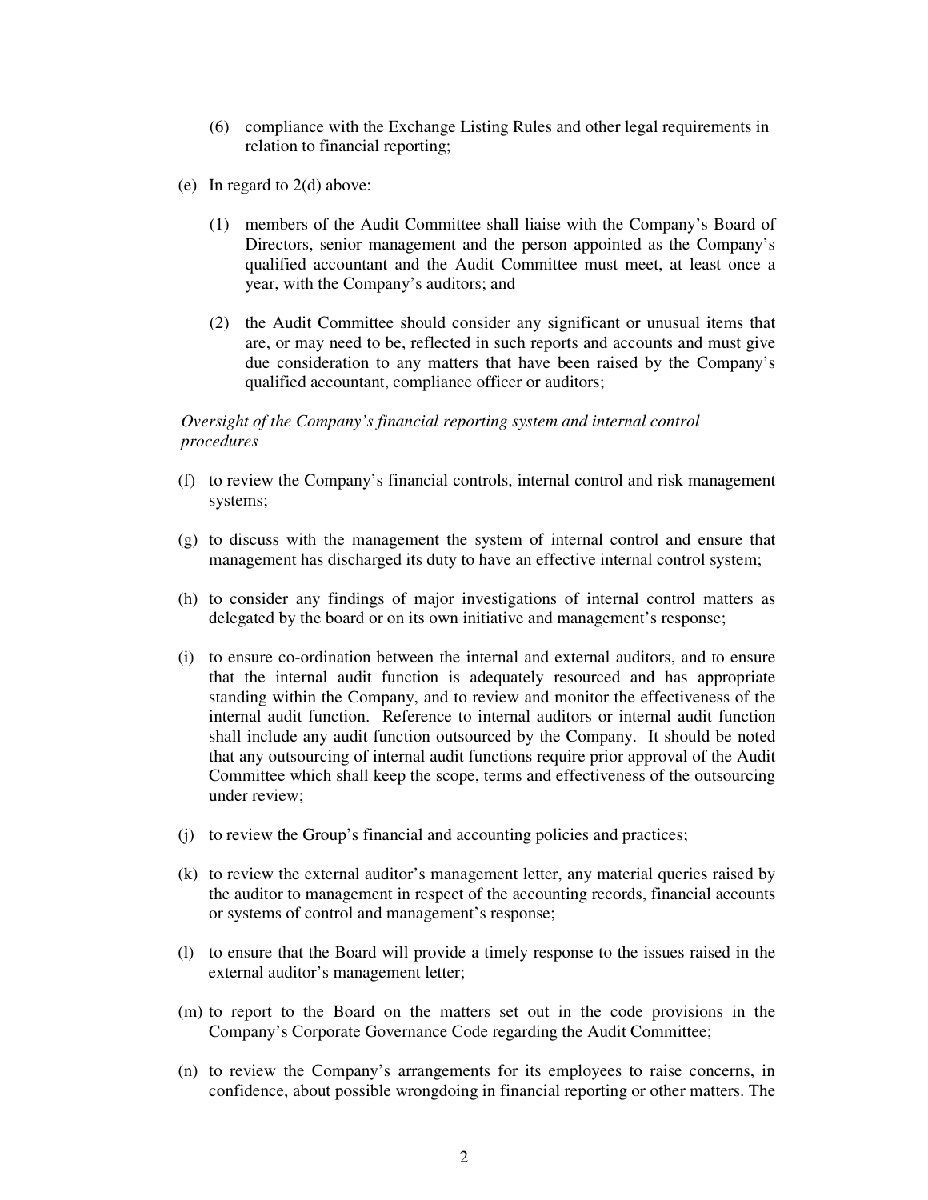(6) compliance with the Exchange Listing Rules and other legal requirements in relation to financial reporting;

(e) In regard to 2(d) above:

(1) members of the Audit Committee shall liaise with the Company's Board of Directors, senior management and the person appointed as the Company's qualified accountant and the Audit Committee must meet, at least once a year, with the Company's auditors; and

(2) the Audit Committee should consider any significant or unusual items that are, or may need to be, reflected in such reports and accounts and must give due consideration to any matters that have been raised by the Company's qualified accountant, compliance officer or auditors;

*Oversight of the Company's financial reporting system and internal control procedures*

(f) to review the Company's financial controls, internal control and risk management systems;

(g) to discuss with the management the system of internal control and ensure that management has discharged its duty to have an effective internal control system;

(h) to consider any findings of major investigations of internal control matters as delegated by the board or on its own initiative and management's response;

(i) to ensure co-ordination between the internal and external auditors, and to ensure that the internal audit function is adequately resourced and has appropriate standing within the Company, and to review and monitor the effectiveness of the internal audit function. Reference to internal auditors or internal audit function shall include any audit function outsourced by the Company. It should be noted that any outsourcing of internal audit functions require prior approval of the Audit Committee which shall keep the scope, terms and effectiveness of the outsourcing under review;

(j) to review the Group's financial and accounting policies and practices;

(k) to review the external auditor's management letter, any material queries raised by the auditor to management in respect of the accounting records, financial accounts or systems of control and management's response;

(l) to ensure that the Board will provide a timely response to the issues raised in the external auditor's management letter;

(m) to report to the Board on the matters set out in the code provisions in the Company's Corporate Governance Code regarding the Audit Committee;

(n) to review the Company's arrangements for its employees to raise concerns, in confidence, about possible wrongdoing in financial reporting or other matters. The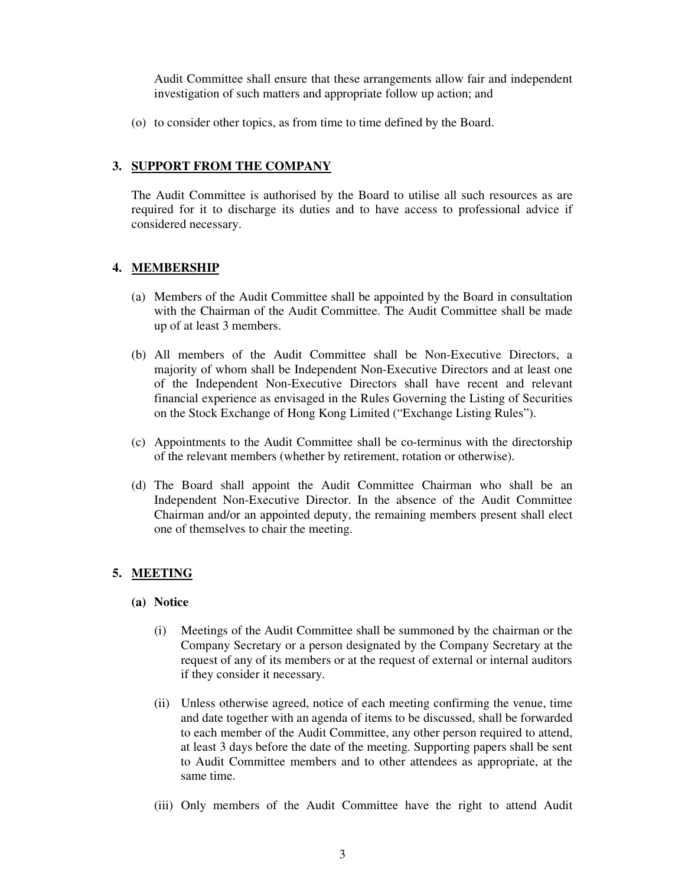Audit Committee shall ensure that these arrangements allow fair and independent investigation of such matters and appropriate follow up action; and

(o) to consider other topics, as from time to time defined by the Board.

## 3. SUPPORT FROM THE COMPANY

The Audit Committee is authorised by the Board to utilise all such resources as are required for it to discharge its duties and to have access to professional advice if considered necessary.

## 4. MEMBERSHIP

(a) Members of the Audit Committee shall be appointed by the Board in consultation with the Chairman of the Audit Committee. The Audit Committee shall be made up of at least 3 members.

(b) All members of the Audit Committee shall be Non-Executive Directors, a majority of whom shall be Independent Non-Executive Directors and at least one of the Independent Non-Executive Directors shall have recent and relevant financial experience as envisaged in the Rules Governing the Listing of Securities on the Stock Exchange of Hong Kong Limited ("Exchange Listing Rules").

(c) Appointments to the Audit Committee shall be co-terminus with the directorship of the relevant members (whether by retirement, rotation or otherwise).

(d) The Board shall appoint the Audit Committee Chairman who shall be an Independent Non-Executive Director. In the absence of the Audit Committee Chairman and/or an appointed deputy, the remaining members present shall elect one of themselves to chair the meeting.

## 5. MEETING

### (a) Notice

(i) Meetings of the Audit Committee shall be summoned by the chairman or the Company Secretary or a person designated by the Company Secretary at the request of any of its members or at the request of external or internal auditors if they consider it necessary.

(ii) Unless otherwise agreed, notice of each meeting confirming the venue, time and date together with an agenda of items to be discussed, shall be forwarded to each member of the Audit Committee, any other person required to attend, at least 3 days before the date of the meeting. Supporting papers shall be sent to Audit Committee members and to other attendees as appropriate, at the same time.

(iii) Only members of the Audit Committee have the right to attend Audit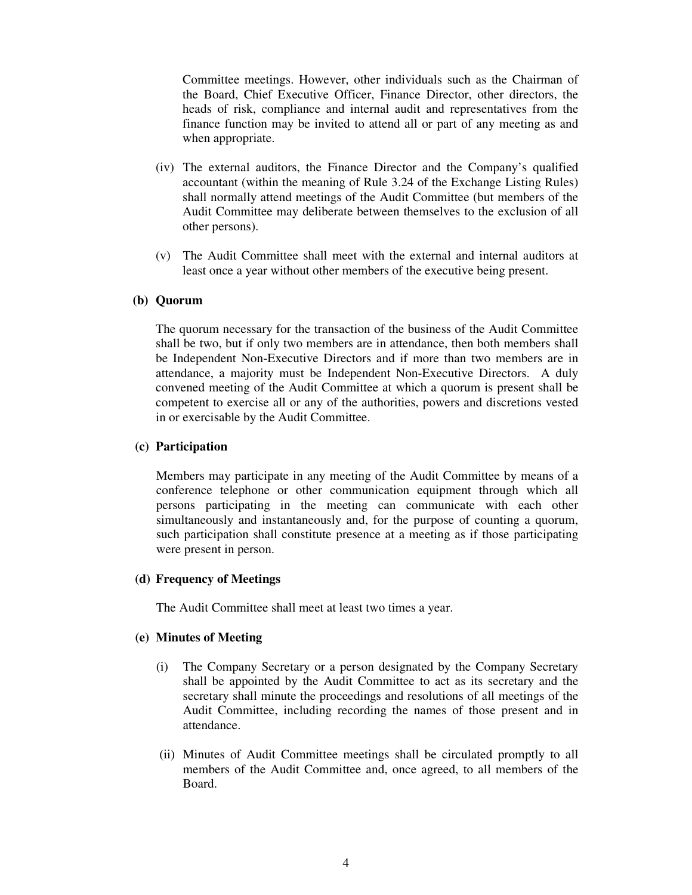Committee meetings. However, other individuals such as the Chairman of the Board, Chief Executive Officer, Finance Director, other directors, the heads of risk, compliance and internal audit and representatives from the finance function may be invited to attend all or part of any meeting as and when appropriate.

(iv) The external auditors, the Finance Director and the Company's qualified accountant (within the meaning of Rule 3.24 of the Exchange Listing Rules) shall normally attend meetings of the Audit Committee (but members of the Audit Committee may deliberate between themselves to the exclusion of all other persons).

(v) The Audit Committee shall meet with the external and internal auditors at least once a year without other members of the executive being present.

**(b) Quorum**

The quorum necessary for the transaction of the business of the Audit Committee shall be two, but if only two members are in attendance, then both members shall be Independent Non-Executive Directors and if more than two members are in attendance, a majority must be Independent Non-Executive Directors. A duly convened meeting of the Audit Committee at which a quorum is present shall be competent to exercise all or any of the authorities, powers and discretions vested in or exercisable by the Audit Committee.

**(c) Participation**

Members may participate in any meeting of the Audit Committee by means of a conference telephone or other communication equipment through which all persons participating in the meeting can communicate with each other simultaneously and instantaneously and, for the purpose of counting a quorum, such participation shall constitute presence at a meeting as if those participating were present in person.

**(d) Frequency of Meetings**

The Audit Committee shall meet at least two times a year.

**(e) Minutes of Meeting**

(i) The Company Secretary or a person designated by the Company Secretary shall be appointed by the Audit Committee to act as its secretary and the secretary shall minute the proceedings and resolutions of all meetings of the Audit Committee, including recording the names of those present and in attendance.

(ii) Minutes of Audit Committee meetings shall be circulated promptly to all members of the Audit Committee and, once agreed, to all members of the Board.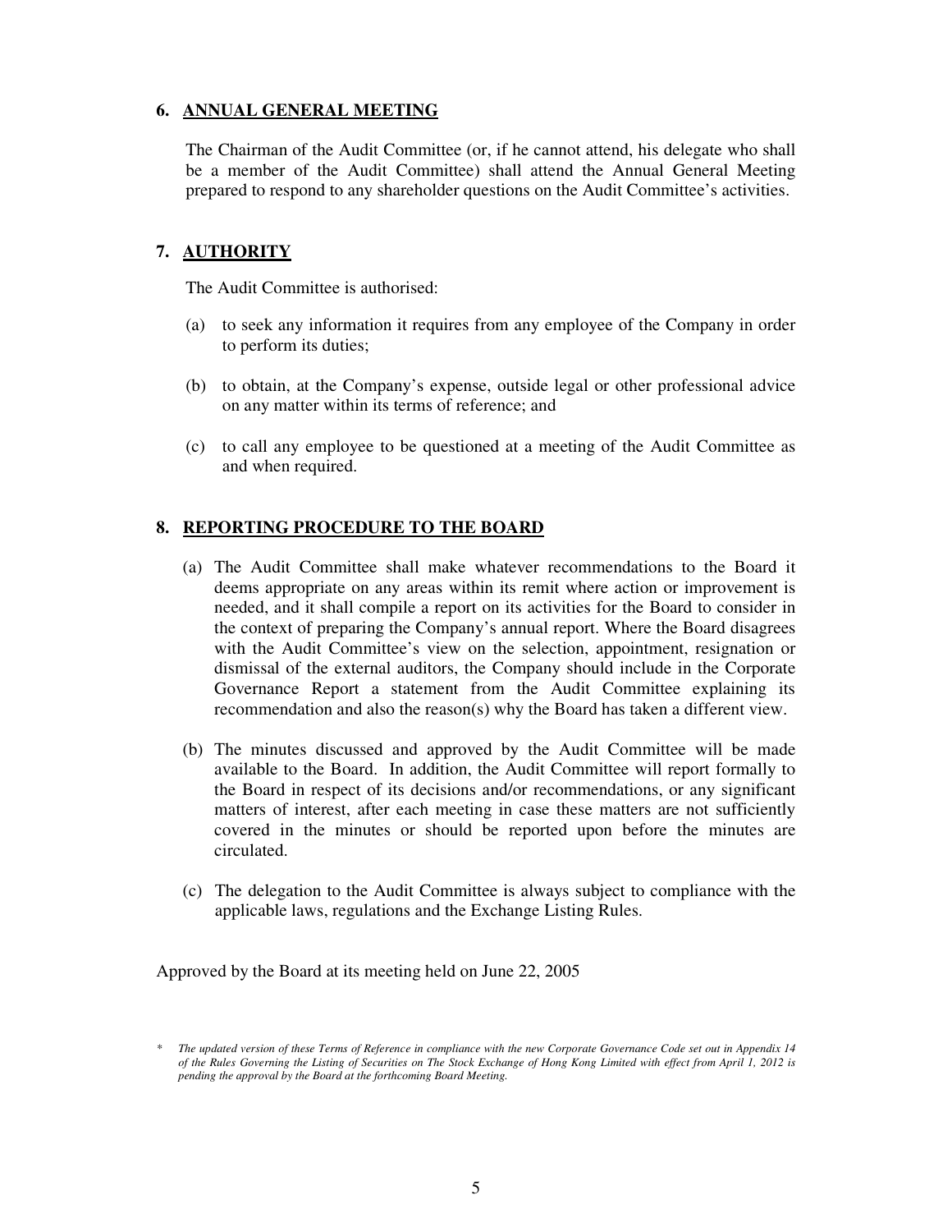## 6. ANNUAL GENERAL MEETING

The Chairman of the Audit Committee (or, if he cannot attend, his delegate who shall be a member of the Audit Committee) shall attend the Annual General Meeting prepared to respond to any shareholder questions on the Audit Committee's activities.

## 7. AUTHORITY

The Audit Committee is authorised:

(a) to seek any information it requires from any employee of the Company in order to perform its duties;

(b) to obtain, at the Company's expense, outside legal or other professional advice on any matter within its terms of reference; and

(c) to call any employee to be questioned at a meeting of the Audit Committee as and when required.

## 8. REPORTING PROCEDURE TO THE BOARD

(a) The Audit Committee shall make whatever recommendations to the Board it deems appropriate on any areas within its remit where action or improvement is needed, and it shall compile a report on its activities for the Board to consider in the context of preparing the Company's annual report. Where the Board disagrees with the Audit Committee's view on the selection, appointment, resignation or dismissal of the external auditors, the Company should include in the Corporate Governance Report a statement from the Audit Committee explaining its recommendation and also the reason(s) why the Board has taken a different view.

(b) The minutes discussed and approved by the Audit Committee will be made available to the Board. In addition, the Audit Committee will report formally to the Board in respect of its decisions and/or recommendations, or any significant matters of interest, after each meeting in case these matters are not sufficiently covered in the minutes or should be reported upon before the minutes are circulated.

(c) The delegation to the Audit Committee is always subject to compliance with the applicable laws, regulations and the Exchange Listing Rules.

Approved by the Board at its meeting held on June 22, 2005

*\* The updated version of these Terms of Reference in compliance with the new Corporate Governance Code set out in Appendix 14 of the Rules Governing the Listing of Securities on The Stock Exchange of Hong Kong Limited with effect from April 1, 2012 is pending the approval by the Board at the forthcoming Board Meeting.*